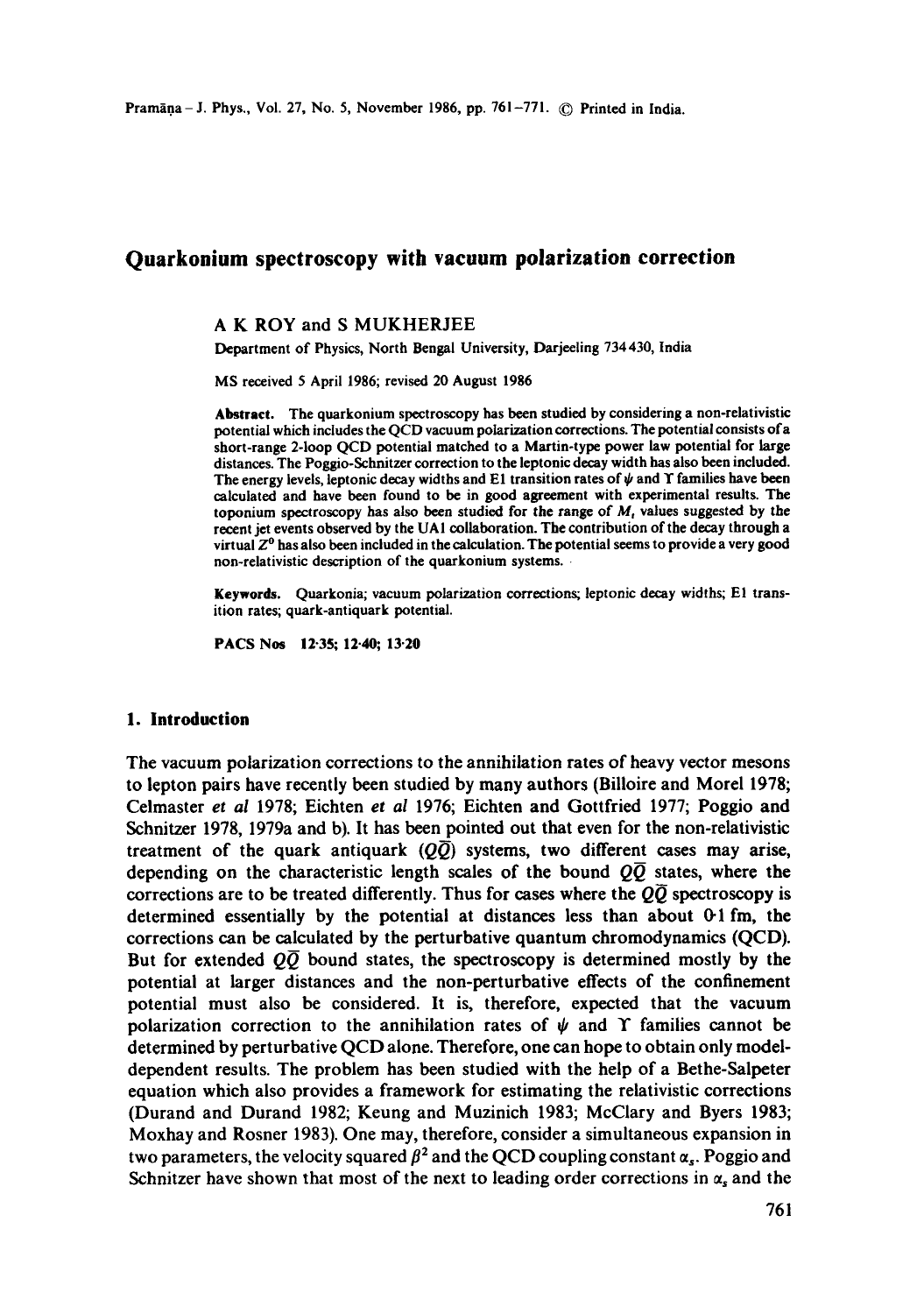# Quarkonium spectroscopy with vacuum polarization correction

A K ROY and S MUKHERJEE

Department of Physics, North Bengal University, Darjeeling 734 430, India

MS received 5 April 1986; revised 20 August 1986

**Abstract.** The quarkonium spectroscopy has been studied by considering a non-relativistic potential which includes the QCD vacuum polarization corrections. The potential consists of a short-range 2-loop QCD potential matched to a Martin-type power law potential for large distances. The Poggio-Schnitzer correction to the leptonic decay width has also been included. The energy levels, leptonic decay widths and E1 transition rates of $\psi$ and $\Upsilon$ families have been calculated and have been found to be in good agreement with experimental results. The toponium spectroscopy has also been studied for the range of $M_t$ values suggested by the recent jet events observed by the UA1 collaboration. The contribution of the decay through a virtual $Z^0$ has also been included in the calculation. The potential seems to provide a very good non-relativistic description of the quarkonium systems.

**Keywords.** Quarkonia; vacuum polarization corrections; leptonic decay widths; E1 transition rates; quark-antiquark potential.

**PACS Nos** 12·35; 12·40; 13·20

## 1. Introduction

The vacuum polarization corrections to the annihilation rates of heavy vector mesons to lepton pairs have recently been studied by many authors (Billoire and Morel 1978; Celmaster *et al* 1978; Eichten *et al* 1976; Eichten and Gottfried 1977; Poggio and Schnitzer 1978, 1979a and b). It has been pointed out that even for the non-relativistic treatment of the quark antiquark ($Q\bar{Q}$) systems, two different cases may arise, depending on the characteristic length scales of the bound $Q\bar{Q}$ states, where the corrections are to be treated differently. Thus for cases where the $Q\bar{Q}$ spectroscopy is determined essentially by the potential at distances less than about 0·1 fm, the corrections can be calculated by the perturbative quantum chromodynamics (QCD). But for extended $Q\bar{Q}$ bound states, the spectroscopy is determined mostly by the potential at larger distances and the non-perturbative effects of the confinement potential must also be considered. It is, therefore, expected that the vacuum polarization correction to the annihilation rates of $\psi$ and $\Upsilon$ families cannot be determined by perturbative QCD alone. Therefore, one can hope to obtain only model-dependent results. The problem has been studied with the help of a Bethe-Salpeter equation which also provides a framework for estimating the relativistic corrections (Durand and Durand 1982; Keung and Muzinich 1983; McClary and Byers 1983; Moxhay and Rosner 1983). One may, therefore, consider a simultaneous expansion in two parameters, the velocity squared $\beta^2$ and the QCD coupling constant $\alpha_s$. Poggio and Schnitzer have shown that most of the next to leading order corrections in $\alpha_s$ and the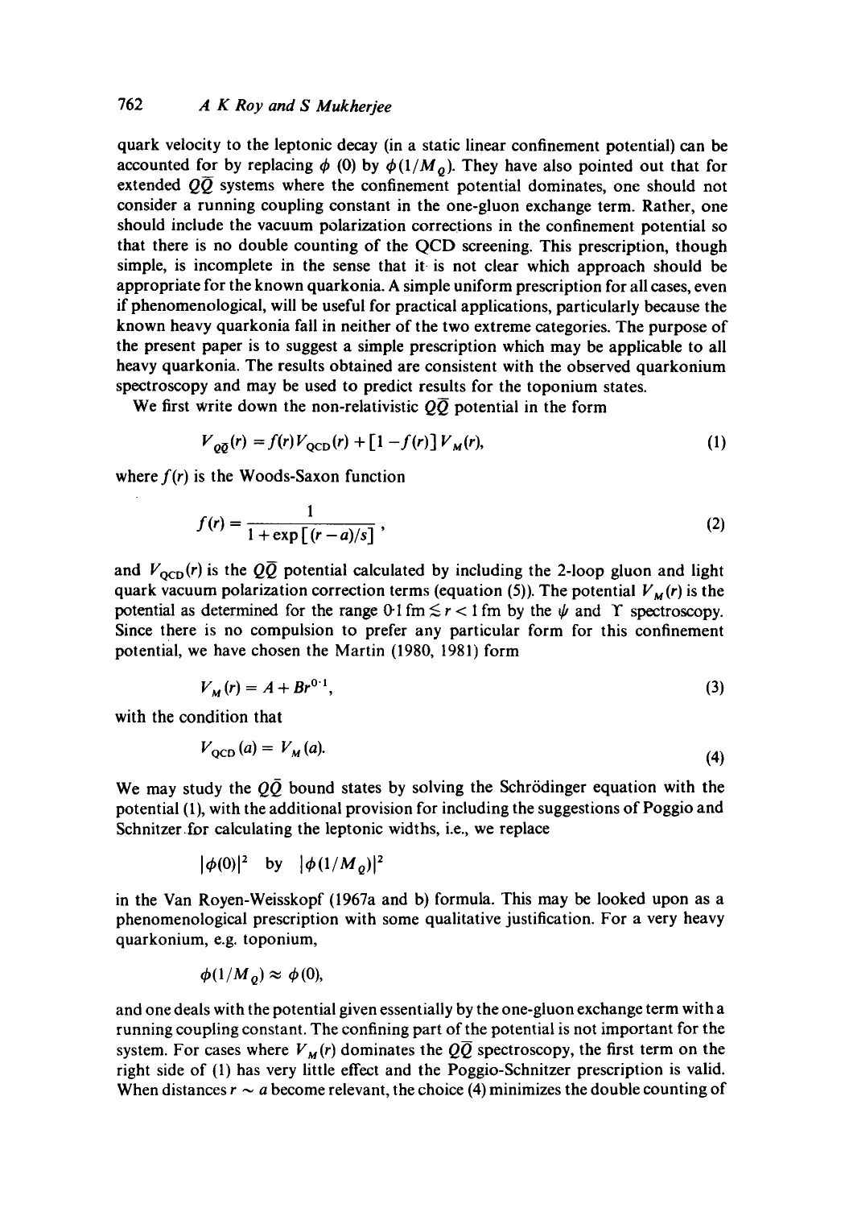quark velocity to the leptonic decay (in a static linear confinement potential) can be accounted for by replacing $\phi$ (0) by $\phi(1/M_Q)$. They have also pointed out that for extended $Q\bar{Q}$ systems where the confinement potential dominates, one should not consider a running coupling constant in the one-gluon exchange term. Rather, one should include the vacuum polarization corrections in the confinement potential so that there is no double counting of the QCD screening. This prescription, though simple, is incomplete in the sense that it is not clear which approach should be appropriate for the known quarkonia. A simple uniform prescription for all cases, even if phenomenological, will be useful for practical applications, particularly because the known heavy quarkonia fall in neither of the two extreme categories. The purpose of the present paper is to suggest a simple prescription which may be applicable to all heavy quarkonia. The results obtained are consistent with the observed quarkonium spectroscopy and may be used to predict results for the toponium states.

We first write down the non-relativistic $Q\bar{Q}$ potential in the form

$$V_{Q\bar{Q}}(r) = f(r)V_{\text{QCD}}(r) + [1 - f(r)]\, V_M(r), \tag{1}$$

where $f(r)$ is the Woods-Saxon function

$$f(r) = \frac{1}{1 + \exp[(r-a)/s]}, \tag{2}$$

and $V_{\text{QCD}}(r)$ is the $Q\bar{Q}$ potential calculated by including the 2-loop gluon and light quark vacuum polarization correction terms (equation (5)). The potential $V_M(r)$ is the potential as determined for the range $0{\cdot}1\,\text{fm} \lesssim r < 1\,\text{fm}$ by the $\psi$ and $\Upsilon$ spectroscopy. Since there is no compulsion to prefer any particular form for this confinement potential, we have chosen the Martin (1980, 1981) form

$$V_M(r) = A + Br^{0{\cdot}1}, \tag{3}$$

with the condition that

$$V_{\text{QCD}}(a) = V_M(a). \tag{4}$$

We may study the $Q\bar{Q}$ bound states by solving the Schrödinger equation with the potential (1), with the additional provision for including the suggestions of Poggio and Schnitzer for calculating the leptonic widths, i.e., we replace

$$|\phi(0)|^2 \quad \text{by} \quad |\phi(1/M_Q)|^2$$

in the Van Royen-Weisskopf (1967a and b) formula. This may be looked upon as a phenomenological prescription with some qualitative justification. For a very heavy quarkonium, e.g. toponium,

$$\phi(1/M_Q) \approx \phi(0),$$

and one deals with the potential given essentially by the one-gluon exchange term with a running coupling constant. The confining part of the potential is not important for the system. For cases where $V_M(r)$ dominates the $Q\bar{Q}$ spectroscopy, the first term on the right side of (1) has very little effect and the Poggio-Schnitzer prescription is valid. When distances $r \sim a$ become relevant, the choice (4) minimizes the double counting of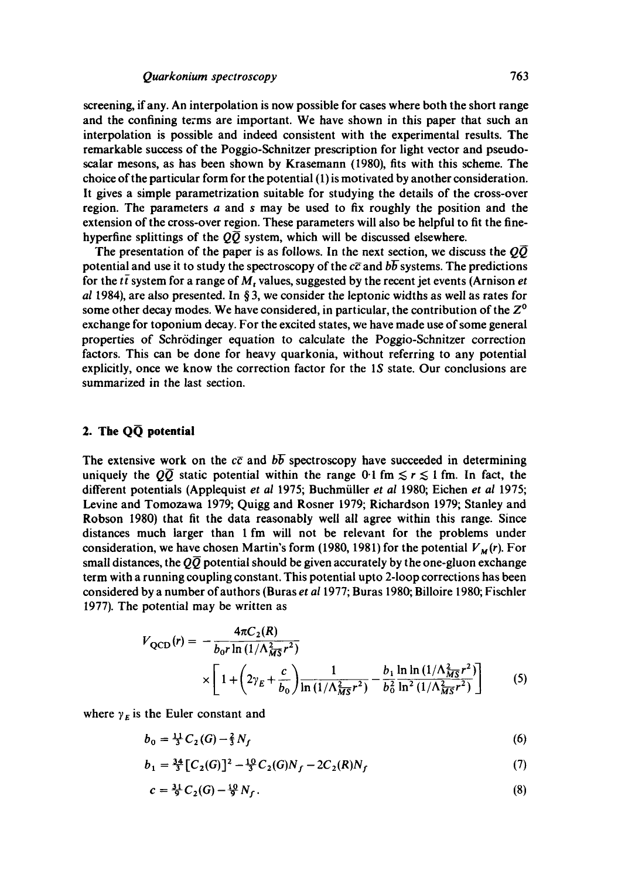screening, if any. An interpolation is now possible for cases where both the short range and the confining terms are important. We have shown in this paper that such an interpolation is possible and indeed consistent with the experimental results. The remarkable success of the Poggio-Schnitzer prescription for light vector and pseudo-scalar mesons, as has been shown by Krasemann (1980), fits with this scheme. The choice of the particular form for the potential (1) is motivated by another consideration. It gives a simple parametrization suitable for studying the details of the cross-over region. The parameters $a$ and $s$ may be used to fix roughly the position and the extension of the cross-over region. These parameters will also be helpful to fit the fine-hyperfine splittings of the $Q\bar{Q}$ system, which will be discussed elsewhere.

The presentation of the paper is as follows. In the next section, we discuss the $Q\bar{Q}$ potential and use it to study the spectroscopy of the $c\bar{c}$ and $b\bar{b}$ systems. The predictions for the $t\bar{t}$ system for a range of $M_t$ values, suggested by the recent jet events (Arnison *et al* 1984), are also presented. In § 3, we consider the leptonic widths as well as rates for some other decay modes. We have considered, in particular, the contribution of the $Z^0$ exchange for toponium decay. For the excited states, we have made use of some general properties of Schrödinger equation to calculate the Poggio-Schnitzer correction factors. This can be done for heavy quarkonia, without referring to any potential explicitly, once we know the correction factor for the $1S$ state. Our conclusions are summarized in the last section.

## 2. The $Q\bar{Q}$ potential

The extensive work on the $c\bar{c}$ and $b\bar{b}$ spectroscopy have succeeded in determining uniquely the $Q\bar{Q}$ static potential within the range $0{\cdot}1$ fm $\lesssim r \lesssim 1$ fm. In fact, the different potentials (Applequist *et al* 1975; Buchmüller *et al* 1980; Eichen *et al* 1975; Levine and Tomozawa 1979; Quigg and Rosner 1979; Richardson 1979; Stanley and Robson 1980) that fit the data reasonably well all agree within this range. Since distances much larger than 1 fm will not be relevant for the problems under consideration, we have chosen Martin's form (1980, 1981) for the potential $V_M(r)$. For small distances, the $Q\bar{Q}$ potential should be given accurately by the one-gluon exchange term with a running coupling constant. This potential upto 2-loop corrections has been considered by a number of authors (Buras *et al* 1977; Buras 1980; Billoire 1980; Fischler 1977). The potential may be written as

$$V_{\text{QCD}}(r) = -\frac{4\pi C_2(R)}{b_0 r \ln(1/\Lambda_{\overline{MS}}^2 r^2)} \times \left[1 + \left(2\gamma_E + \frac{c}{b_0}\right)\frac{1}{\ln(1/\Lambda_{\overline{MS}}^2 r^2)} - \frac{b_1 \ln\ln(1/\Lambda_{\overline{MS}}^2 r^2)}{b_0^2 \ln^2(1/\Lambda_{\overline{MS}}^2 r^2)}\right] \tag{5}$$

where $\gamma_E$ is the Euler constant and

$$b_0 = \tfrac{11}{3}C_2(G) - \tfrac{2}{3}N_f \tag{6}$$

$$b_1 = \tfrac{34}{3}[C_2(G)]^2 - \tfrac{10}{3}C_2(G)N_f - 2C_2(R)N_f \tag{7}$$

$$c = \tfrac{31}{9}C_2(G) - \tfrac{10}{9}N_f. \tag{8}$$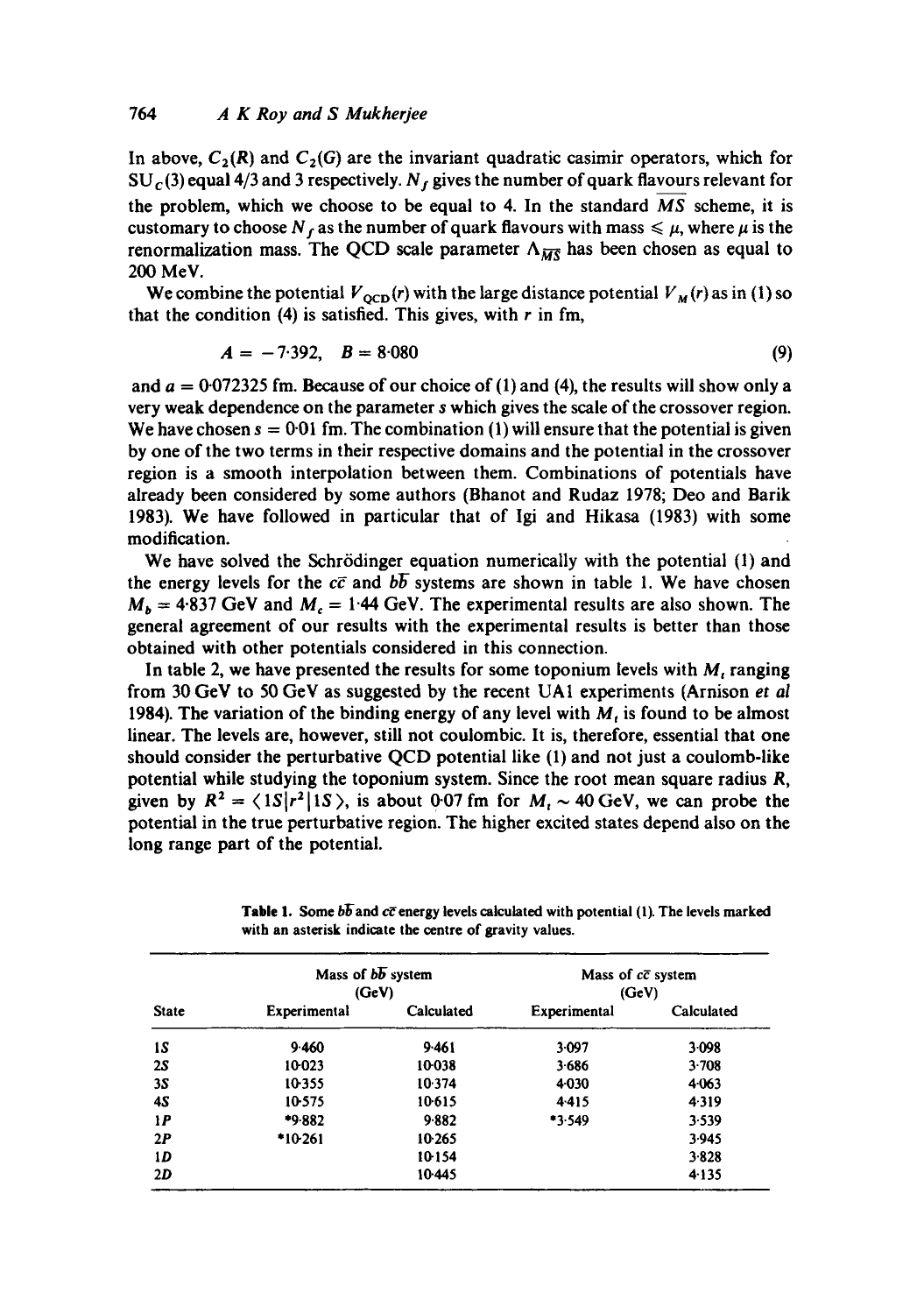In above, $C_2(R)$ and $C_2(G)$ are the invariant quadratic casimir operators, which for $SU_C(3)$ equal 4/3 and 3 respectively. $N_f$ gives the number of quark flavours relevant for the problem, which we choose to be equal to 4. In the standard $\overline{MS}$ scheme, it is customary to choose $N_f$ as the number of quark flavours with mass $\leqslant \mu$, where $\mu$ is the renormalization mass. The QCD scale parameter $\Lambda_{\overline{MS}}$ has been chosen as equal to 200 MeV.

We combine the potential $V_{QCD}(r)$ with the large distance potential $V_M(r)$ as in (1) so that the condition (4) is satisfied. This gives, with $r$ in fm,

$$A = -7{\cdot}392, \quad B = 8{\cdot}080 \tag{9}$$

and $a = 0{\cdot}072325$ fm. Because of our choice of (1) and (4), the results will show only a very weak dependence on the parameter $s$ which gives the scale of the crossover region. We have chosen $s = 0{\cdot}01$ fm. The combination (1) will ensure that the potential is given by one of the two terms in their respective domains and the potential in the crossover region is a smooth interpolation between them. Combinations of potentials have already been considered by some authors (Bhanot and Rudaz 1978; Deo and Barik 1983). We have followed in particular that of Igi and Hikasa (1983) with some modification.

We have solved the Schrödinger equation numerically with the potential (1) and the energy levels for the $c\bar{c}$ and $b\bar{b}$ systems are shown in table 1. We have chosen $M_b = 4{\cdot}837$ GeV and $M_c = 1{\cdot}44$ GeV. The experimental results are also shown. The general agreement of our results with the experimental results is better than those obtained with other potentials considered in this connection.

In table 2, we have presented the results for some toponium levels with $M_t$ ranging from 30 GeV to 50 GeV as suggested by the recent UA1 experiments (Arnison *et al* 1984). The variation of the binding energy of any level with $M_t$ is found to be almost linear. The levels are, however, still not coulombic. It is, therefore, essential that one should consider the perturbative QCD potential like (1) and not just a coulomb-like potential while studying the toponium system. Since the root mean square radius $R$, given by $R^2 = \langle 1S|r^2|1S\rangle$, is about 0·07 fm for $M_t \sim 40$ GeV, we can probe the potential in the true perturbative region. The higher excited states depend also on the long range part of the potential.

**Table 1.** Some $b\bar{b}$ and $c\bar{c}$ energy levels calculated with potential (1). The levels marked with an asterisk indicate the centre of gravity values.

| State | Mass of $b\bar{b}$ system (GeV) | | Mass of $c\bar{c}$ system (GeV) | |
|---|---|---|---|---|
| | Experimental | Calculated | Experimental | Calculated |
| 1S | 9·460 | 9·461 | 3·097 | 3·098 |
| 2S | 10·023 | 10·038 | 3·686 | 3·708 |
| 3S | 10·355 | 10·374 | 4·030 | 4·063 |
| 4S | 10·575 | 10·615 | 4·415 | 4·319 |
| 1P | *9·882 | 9·882 | *3·549 | 3·539 |
| 2P | *10·261 | 10·265 | | 3·945 |
| 1D | | 10·154 | | 3·828 |
| 2D | | 10·445 | | 4·135 |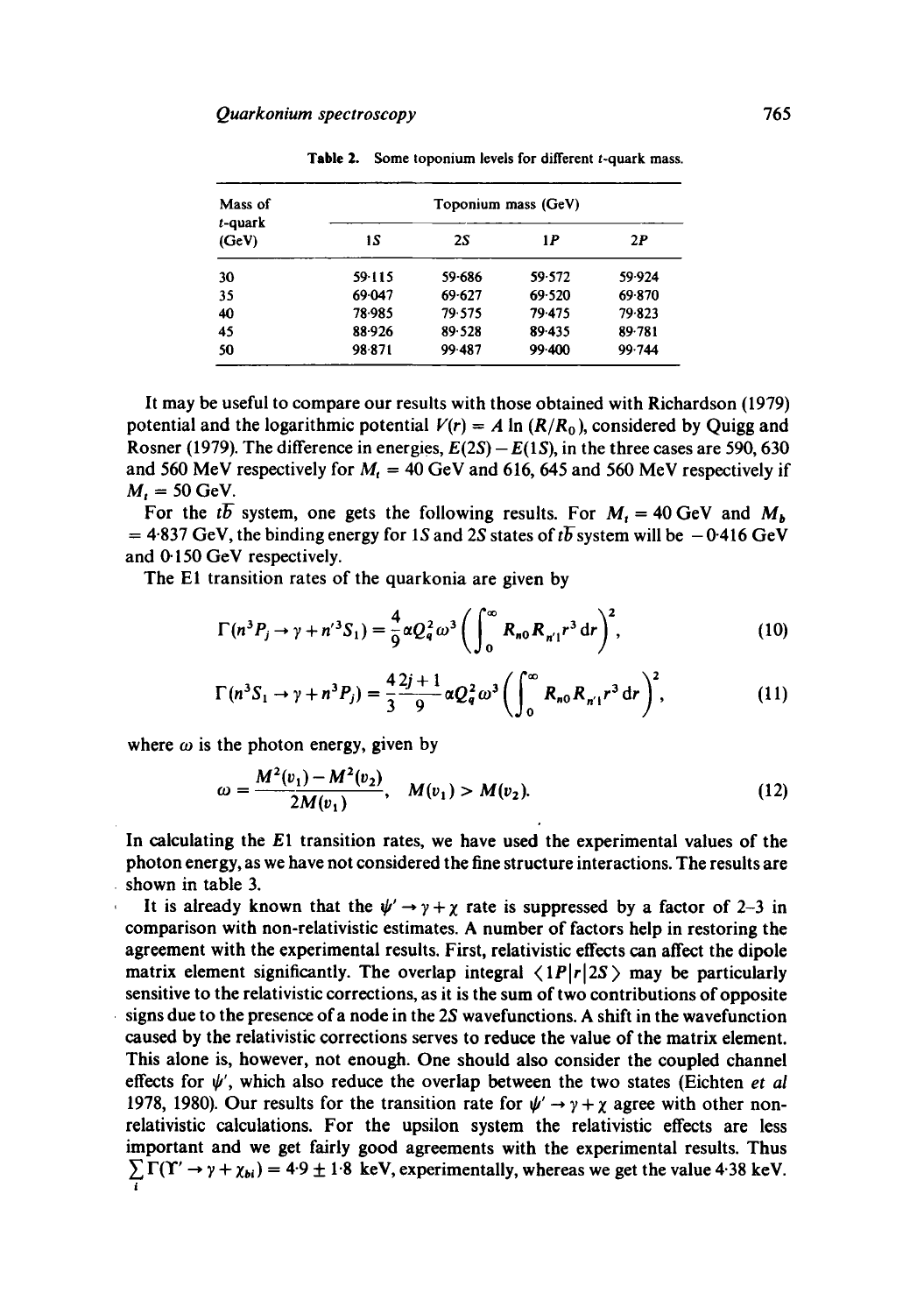Table 2. Some toponium levels for different $t$-quark mass.

| Mass of $t$-quark (GeV) | Toponium mass (GeV) | | | |
|---|---|---|---|---|
| | $1S$ | $2S$ | $1P$ | $2P$ |
| 30 | 59·115 | 59·686 | 59·572 | 59·924 |
| 35 | 69·047 | 69·627 | 69·520 | 69·870 |
| 40 | 78·985 | 79·575 | 79·475 | 79·823 |
| 45 | 88·926 | 89·528 | 89·435 | 89·781 |
| 50 | 98·871 | 99·487 | 99·400 | 99·744 |

It may be useful to compare our results with those obtained with Richardson (1979) potential and the logarithmic potential $V(r) = A \ln (R/R_0)$, considered by Quigg and Rosner (1979). The difference in energies, $E(2S) - E(1S)$, in the three cases are 590, 630 and 560 MeV respectively for $M_t = 40$ GeV and 616, 645 and 560 MeV respectively if $M_t = 50$ GeV.

For the $t\bar{b}$ system, one gets the following results. For $M_t = 40$ GeV and $M_b = 4{\cdot}837$ GeV, the binding energy for $1S$ and $2S$ states of $t\bar{b}$ system will be $-0{\cdot}416$ GeV and $0{\cdot}150$ GeV respectively.

The E1 transition rates of the quarkonia are given by

$$\Gamma(n^3P_j \to \gamma + n'^3S_1) = \frac{4}{9}\alpha Q_q^2 \omega^3 \left( \int_0^\infty R_{n0} R_{n'1} r^3 \, \mathrm{d}r \right)^2, \tag{10}$$

$$\Gamma(n^3S_1 \to \gamma + n^3P_j) = \frac{4}{3}\frac{2j+1}{9}\alpha Q_q^2 \omega^3 \left( \int_0^\infty R_{n0} R_{n'1} r^3 \, \mathrm{d}r \right)^2, \tag{11}$$

where $\omega$ is the photon energy, given by

$$\omega = \frac{M^2(v_1) - M^2(v_2)}{2M(v_1)}, \quad M(v_1) > M(v_2). \tag{12}$$

In calculating the $E1$ transition rates, we have used the experimental values of the photon energy, as we have not considered the fine structure interactions. The results are shown in table 3.

It is already known that the $\psi' \to \gamma + \chi$ rate is suppressed by a factor of 2–3 in comparison with non-relativistic estimates. A number of factors help in restoring the agreement with the experimental results. First, relativistic effects can affect the dipole matrix element significantly. The overlap integral $\langle 1P|r|2S \rangle$ may be particularly sensitive to the relativistic corrections, as it is the sum of two contributions of opposite signs due to the presence of a node in the $2S$ wavefunctions. A shift in the wavefunction caused by the relativistic corrections serves to reduce the value of the matrix element. This alone is, however, not enough. One should also consider the coupled channel effects for $\psi'$, which also reduce the overlap between the two states (Eichten *et al* 1978, 1980). Our results for the transition rate for $\psi' \to \gamma + \chi$ agree with other non-relativistic calculations. For the upsilon system the relativistic effects are less important and we get fairly good agreements with the experimental results. Thus $\sum_i \Gamma(\Upsilon' \to \gamma + \chi_{bi}) = 4{\cdot}9 \pm 1{\cdot}8$ keV, experimentally, whereas we get the value 4·38 keV.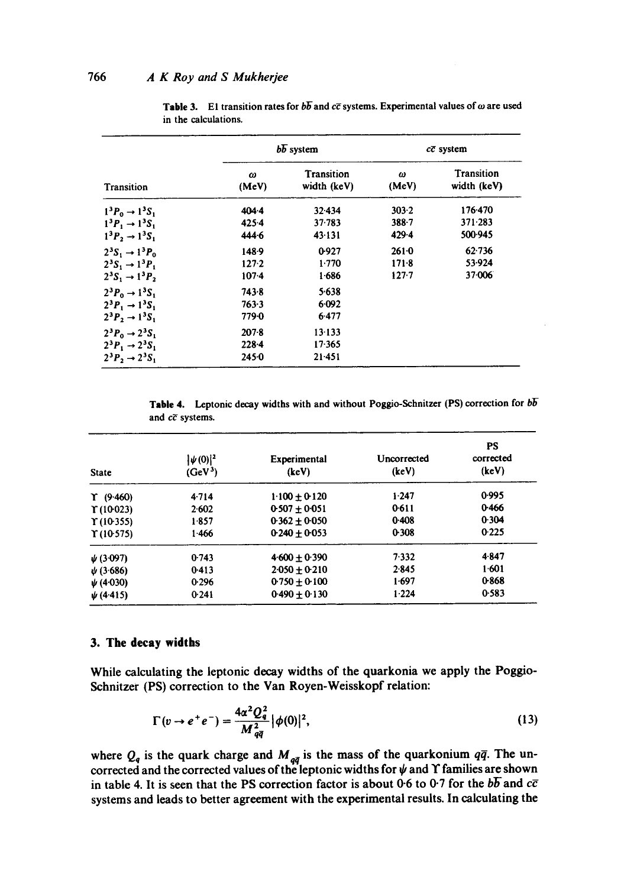Table 3. E1 transition rates for $b\bar{b}$ and $c\bar{c}$ systems. Experimental values of $\omega$ are used in the calculations.

| Transition | $b\bar{b}$ system | | $c\bar{c}$ system | |
|---|---|---|---|---|
| | $\omega$ (MeV) | Transition width (keV) | $\omega$ (MeV) | Transition width (keV) |
| $1^3P_0 \to 1^3S_1$ | 404·4 | 32·434 | 303·2 | 176·470 |
| $1^3P_1 \to 1^3S_1$ | 425·4 | 37·783 | 388·7 | 371·283 |
| $1^3P_2 \to 1^3S_1$ | 444·6 | 43·131 | 429·4 | 500·945 |
| $2^3S_1 \to 1^3P_0$ | 148·9 | 0·927 | 261·0 | 62·736 |
| $2^3S_1 \to 1^3P_1$ | 127·2 | 1·770 | 171·8 | 53·924 |
| $2^3S_1 \to 1^3P_2$ | 107·4 | 1·686 | 127·7 | 37·006 |
| $2^3P_0 \to 1^3S_1$ | 743·8 | 5·638 | | |
| $2^3P_1 \to 1^3S_1$ | 763·3 | 6·092 | | |
| $2^3P_2 \to 1^3S_1$ | 779·0 | 6·477 | | |
| $2^3P_0 \to 2^3S_1$ | 207·8 | 13·133 | | |
| $2^3P_1 \to 2^3S_1$ | 228·4 | 17·365 | | |
| $2^3P_2 \to 2^3S_1$ | 245·0 | 21·451 | | |

Table 4. Leptonic decay widths with and without Poggio-Schnitzer (PS) correction for $b\bar{b}$ and $c\bar{c}$ systems.

| State | $\lvert\psi(0)\rvert^2$ (GeV$^3$) | Experimental (keV) | Uncorrected (keV) | PS corrected (keV) |
|---|---|---|---|---|
| $\Upsilon$ (9·460) | 4·714 | $1·100 \pm 0·120$ | 1·247 | 0·995 |
| $\Upsilon$ (10·023) | 2·602 | $0·507 \pm 0·051$ | 0·611 | 0·466 |
| $\Upsilon$ (10·355) | 1·857 | $0·362 \pm 0·050$ | 0·408 | 0·304 |
| $\Upsilon$ (10·575) | 1·466 | $0·240 \pm 0·053$ | 0·308 | 0·225 |
| $\psi$ (3·097) | 0·743 | $4·600 \pm 0·390$ | 7·332 | 4·847 |
| $\psi$ (3·686) | 0·413 | $2·050 \pm 0·210$ | 2·845 | 1·601 |
| $\psi$ (4·030) | 0·296 | $0·750 \pm 0·100$ | 1·697 | 0·868 |
| $\psi$ (4·415) | 0·241 | $0·490 \pm 0·130$ | 1·224 | 0·583 |

## 3. The decay widths

While calculating the leptonic decay widths of the quarkonia we apply the Poggio-Schnitzer (PS) correction to the Van Royen-Weisskopf relation:

$$\Gamma(v \to e^+e^-) = \frac{4\alpha^2 Q_q^2}{M_{q\bar{q}}^2} |\phi(0)|^2, \tag{13}$$

where $Q_q$ is the quark charge and $M_{q\bar{q}}$ is the mass of the quarkonium $q\bar{q}$. The uncorrected and the corrected values of the leptonic widths for $\psi$ and $\Upsilon$ families are shown in table 4. It is seen that the PS correction factor is about 0·6 to 0·7 for the $b\bar{b}$ and $c\bar{c}$ systems and leads to better agreement with the experimental results. In calculating the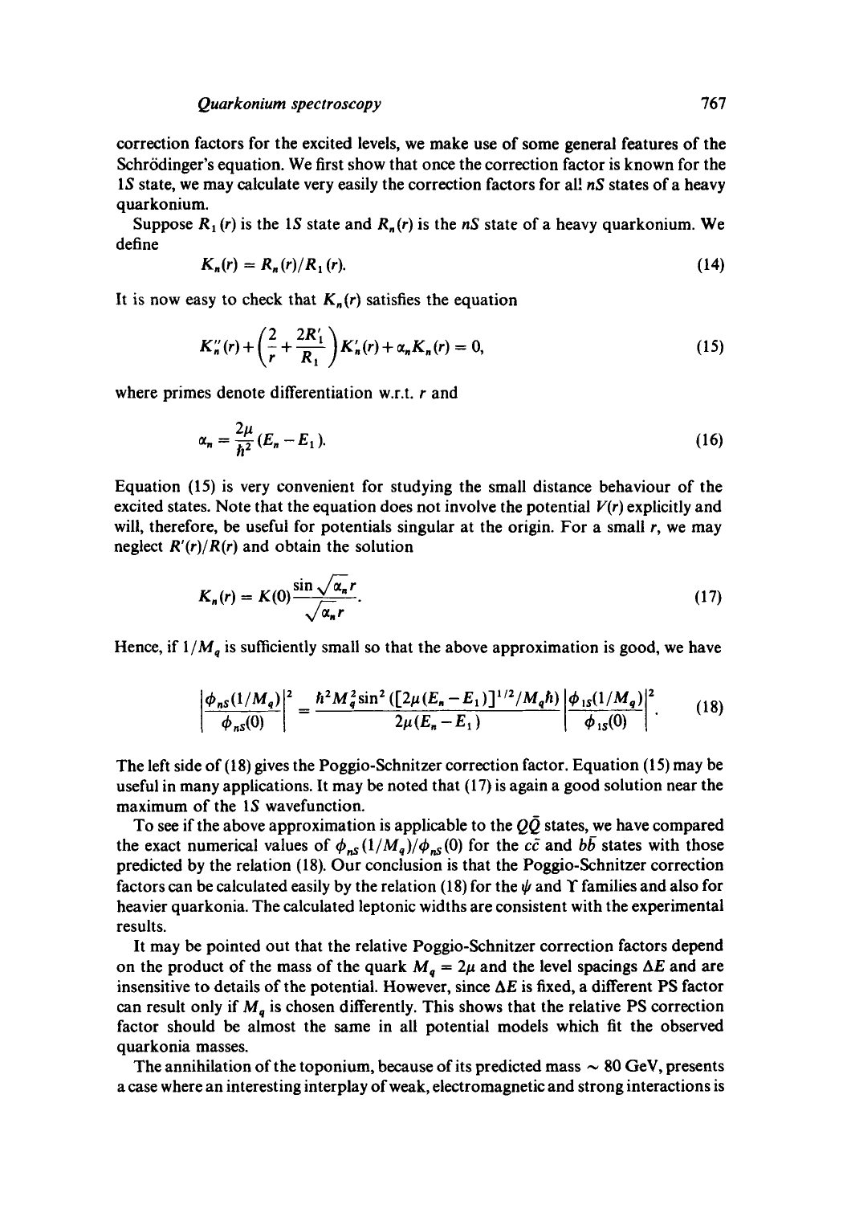correction factors for the excited levels, we make use of some general features of the Schrödinger's equation. We first show that once the correction factor is known for the 1$S$ state, we may calculate very easily the correction factors for all $nS$ states of a heavy quarkonium.

Suppose $R_1(r)$ is the 1$S$ state and $R_n(r)$ is the $nS$ state of a heavy quarkonium. We define

$$K_n(r) = R_n(r)/R_1(r). \tag{14}$$

It is now easy to check that $K_n(r)$ satisfies the equation

$$K_n''(r) + \left(\frac{2}{r} + \frac{2R_1'}{R_1}\right)K_n'(r) + \alpha_n K_n(r) = 0, \tag{15}$$

where primes denote differentiation w.r.t. $r$ and

$$\alpha_n = \frac{2\mu}{\hbar^2}(E_n - E_1). \tag{16}$$

Equation (15) is very convenient for studying the small distance behaviour of the excited states. Note that the equation does not involve the potential $V(r)$ explicitly and will, therefore, be useful for potentials singular at the origin. For a small $r$, we may neglect $R'(r)/R(r)$ and obtain the solution

$$K_n(r) = K(0)\frac{\sin\sqrt{\alpha_n}r}{\sqrt{\alpha_n}r}. \tag{17}$$

Hence, if $1/M_q$ is sufficiently small so that the above approximation is good, we have

$$\left|\frac{\phi_{nS}(1/M_q)}{\phi_{nS}(0)}\right|^2 = \frac{\hbar^2 M_q^2 \sin^2([2\mu(E_n - E_1)]^{1/2}/M_q\hbar)}{2\mu(E_n - E_1)}\left|\frac{\phi_{1S}(1/M_q)}{\phi_{1S}(0)}\right|^2. \tag{18}$$

The left side of (18) gives the Poggio-Schnitzer correction factor. Equation (15) may be useful in many applications. It may be noted that (17) is again a good solution near the maximum of the 1$S$ wavefunction.

To see if the above approximation is applicable to the $Q\bar{Q}$ states, we have compared the exact numerical values of $\phi_{nS}(1/M_q)/\phi_{nS}(0)$ for the $c\bar{c}$ and $b\bar{b}$ states with those predicted by the relation (18). Our conclusion is that the Poggio-Schnitzer correction factors can be calculated easily by the relation (18) for the $\psi$ and $\Upsilon$ families and also for heavier quarkonia. The calculated leptonic widths are consistent with the experimental results.

It may be pointed out that the relative Poggio-Schnitzer correction factors depend on the product of the mass of the quark $M_q = 2\mu$ and the level spacings $\Delta E$ and are insensitive to details of the potential. However, since $\Delta E$ is fixed, a different PS factor can result only if $M_q$ is chosen differently. This shows that the relative PS correction factor should be almost the same in all potential models which fit the observed quarkonia masses.

The annihilation of the toponium, because of its predicted mass $\sim$ 80 GeV, presents a case where an interesting interplay of weak, electromagnetic and strong interactions is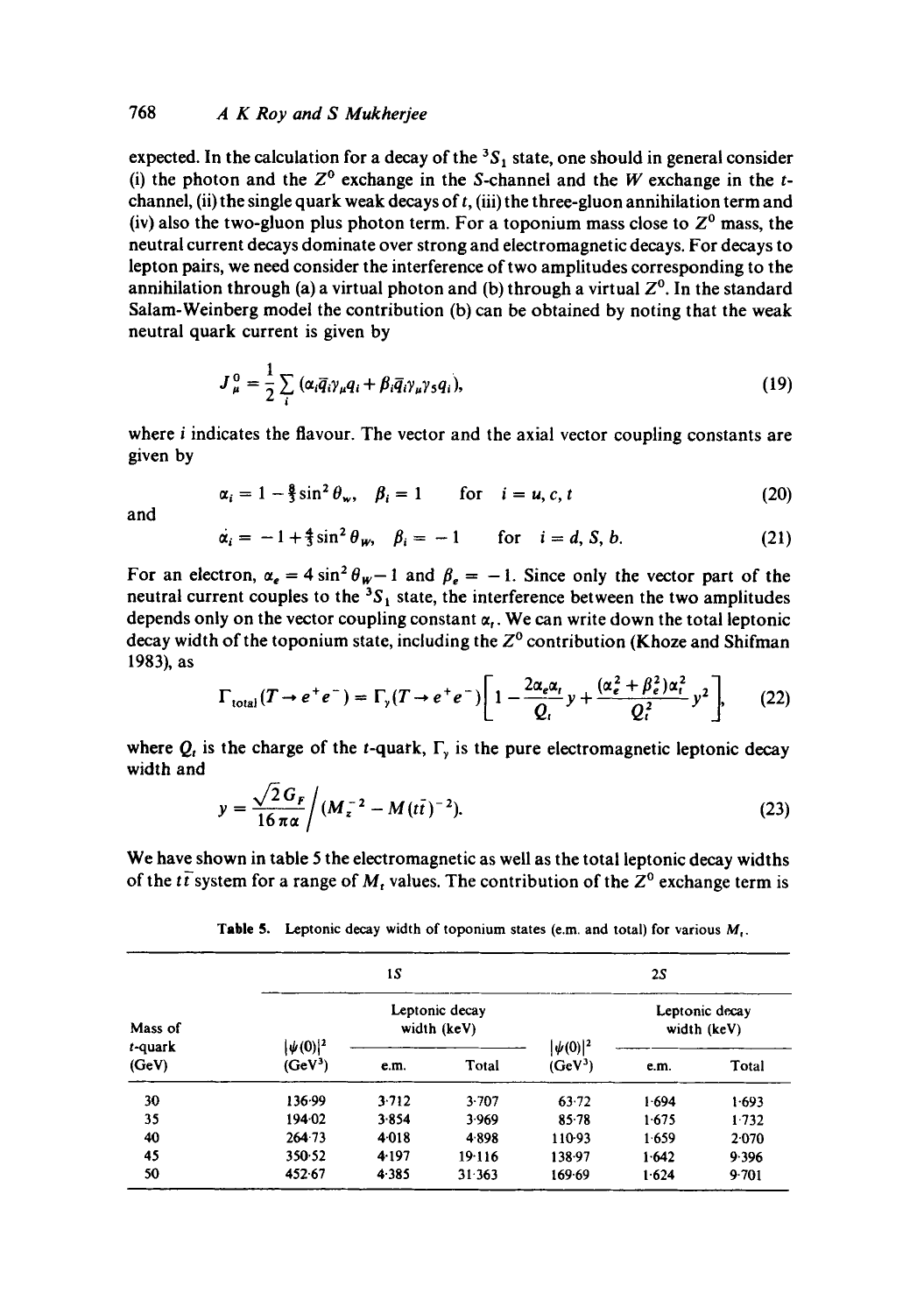expected. In the calculation for a decay of the $^3S_1$ state, one should in general consider (i) the photon and the $Z^0$ exchange in the S-channel and the $W$ exchange in the $t$-channel, (ii) the single quark weak decays of $t$, (iii) the three-gluon annihilation term and (iv) also the two-gluon plus photon term. For a toponium mass close to $Z^0$ mass, the neutral current decays dominate over strong and electromagnetic decays. For decays to lepton pairs, we need consider the interference of two amplitudes corresponding to the annihilation through (a) a virtual photon and (b) through a virtual $Z^0$. In the standard Salam-Weinberg model the contribution (b) can be obtained by noting that the weak neutral quark current is given by

$$J^0_\mu = \frac{1}{2} \sum_i (\alpha_i \bar{q}_i \gamma_\mu q_i + \beta_i \bar{q}_i \gamma_\mu \gamma_5 q_i), \tag{19}$$

where $i$ indicates the flavour. The vector and the axial vector coupling constants are given by

$$\alpha_i = 1 - \tfrac{8}{3} \sin^2 \theta_w, \quad \beta_i = 1 \qquad \text{for} \quad i = u, c, t \tag{20}$$

and

$$\alpha_i = -1 + \tfrac{4}{3} \sin^2 \theta_W, \quad \beta_i = -1 \qquad \text{for} \quad i = d, S, b. \tag{21}$$

For an electron, $\alpha_e = 4 \sin^2 \theta_W - 1$ and $\beta_e = -1$. Since only the vector part of the neutral current couples to the $^3S_1$ state, the interference between the two amplitudes depends only on the vector coupling constant $\alpha_t$. We can write down the total leptonic decay width of the toponium state, including the $Z^0$ contribution (Khoze and Shifman 1983), as

$$\Gamma_{\text{total}}(T \to e^+e^-) = \Gamma_\gamma(T \to e^+e^-) \left[ 1 - \frac{2\alpha_e \alpha_t}{Q_t} y + \frac{(\alpha_e^2 + \beta_e^2)\alpha_t^2}{Q_t^2} y^2 \right], \tag{22}$$

where $Q_t$ is the charge of the $t$-quark, $\Gamma_\gamma$ is the pure electromagnetic leptonic decay width and

$$y = \frac{\sqrt{2} G_F}{16 \pi \alpha} \Big/ (M_z^{-2} - M(t\bar{t})^{-2}). \tag{23}$$

We have shown in table 5 the electromagnetic as well as the total leptonic decay widths of the $t\bar{t}$ system for a range of $M_t$ values. The contribution of the $Z^0$ exchange term is

**Table 5.** Leptonic decay width of toponium states (e.m. and total) for various $M_t$.

| Mass of $t$-quark (GeV) | 1S $\lvert\psi(0)\rvert^2$ (GeV$^3$) | 1S Leptonic decay width (keV) e.m. | 1S Leptonic decay width (keV) Total | 2S $\lvert\psi(0)\rvert^2$ (GeV$^3$) | 2S Leptonic decay width (keV) e.m. | 2S Leptonic decay width (keV) Total |
|---|---|---|---|---|---|---|
| 30 | 136·99 | 3·712 | 3·707 | 63·72 | 1·694 | 1·693 |
| 35 | 194·02 | 3·854 | 3·969 | 85·78 | 1·675 | 1·732 |
| 40 | 264·73 | 4·018 | 4·898 | 110·93 | 1·659 | 2·070 |
| 45 | 350·52 | 4·197 | 19·116 | 138·97 | 1·642 | 9·396 |
| 50 | 452·67 | 4·385 | 31·363 | 169·69 | 1·624 | 9·701 |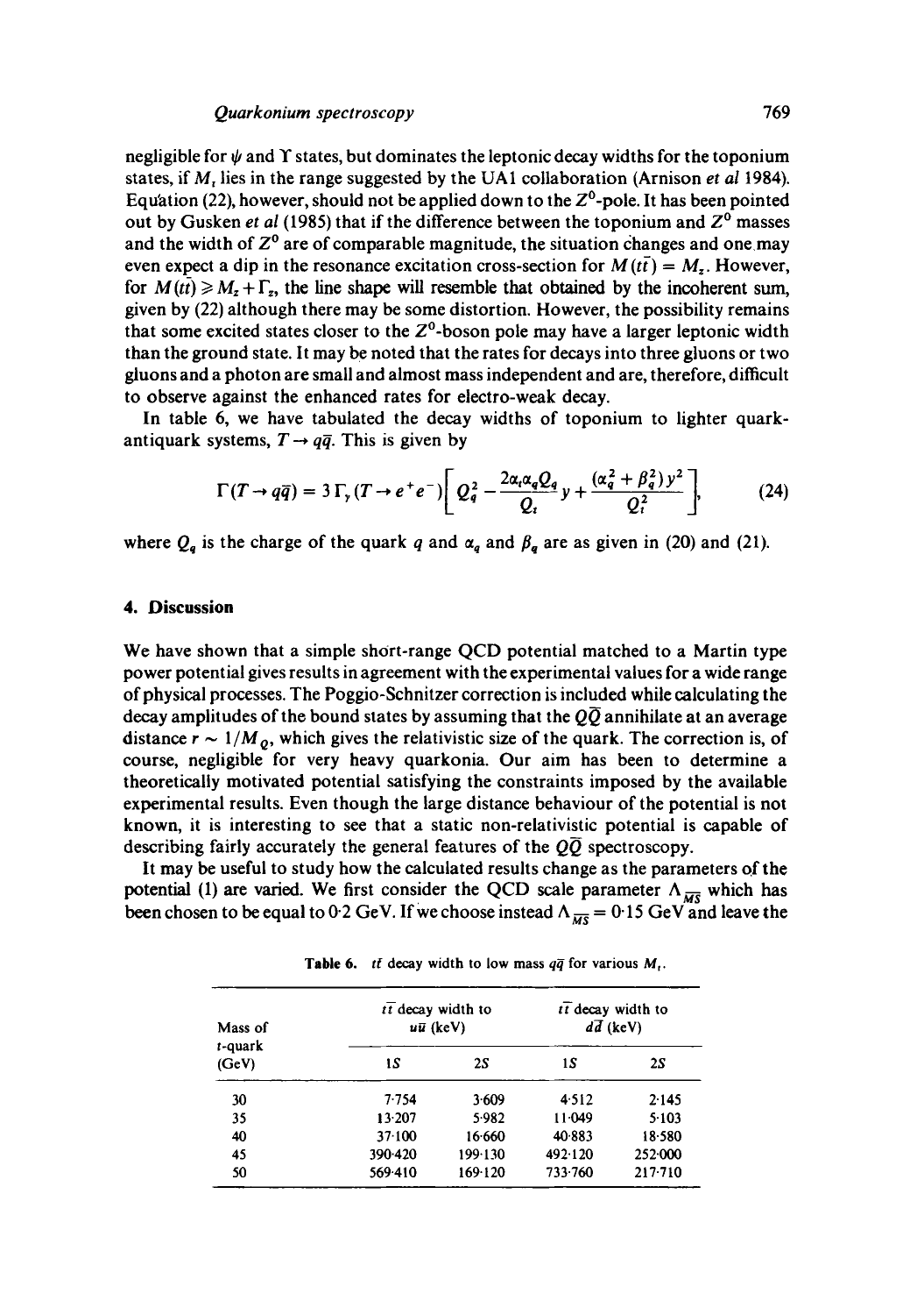negligible for $\psi$ and $\Upsilon$ states, but dominates the leptonic decay widths for the toponium states, if $M_t$ lies in the range suggested by the UA1 collaboration (Arnison *et al* 1984). Equation (22), however, should not be applied down to the $Z^0$-pole. It has been pointed out by Gusken *et al* (1985) that if the difference between the toponium and $Z^0$ masses and the width of $Z^0$ are of comparable magnitude, the situation changes and one may even expect a dip in the resonance excitation cross-section for $M(t\bar{t}) = M_z$. However, for $M(t\bar{t}) \geq M_z + \Gamma_z$, the line shape will resemble that obtained by the incoherent sum, given by (22) although there may be some distortion. However, the possibility remains that some excited states closer to the $Z^0$-boson pole may have a larger leptonic width than the ground state. It may be noted that the rates for decays into three gluons or two gluons and a photon are small and almost mass independent and are, therefore, difficult to observe against the enhanced rates for electro-weak decay.

In table 6, we have tabulated the decay widths of toponium to lighter quark-antiquark systems, $T \to q\bar{q}$. This is given by

$$\Gamma(T \to q\bar{q}) = 3\,\Gamma_\gamma(T \to e^+e^-)\left[Q_q^2 - \frac{2\alpha_t\alpha_q Q_q}{Q_t}y + \frac{(\alpha_q^2 + \beta_q^2)y^2}{Q_t^2}\right], \tag{24}$$

where $Q_q$ is the charge of the quark $q$ and $\alpha_q$ and $\beta_q$ are as given in (20) and (21).

## 4. Discussion

We have shown that a simple short-range QCD potential matched to a Martin type power potential gives results in agreement with the experimental values for a wide range of physical processes. The Poggio-Schnitzer correction is included while calculating the decay amplitudes of the bound states by assuming that the $Q\bar{Q}$ annihilate at an average distance $r \sim 1/M_Q$, which gives the relativistic size of the quark. The correction is, of course, negligible for very heavy quarkonia. Our aim has been to determine a theoretically motivated potential satisfying the constraints imposed by the available experimental results. Even though the large distance behaviour of the potential is not known, it is interesting to see that a static non-relativistic potential is capable of describing fairly accurately the general features of the $Q\bar{Q}$ spectroscopy.

It may be useful to study how the calculated results change as the parameters of the potential (1) are varied. We first consider the QCD scale parameter $\Lambda_{\overline{MS}}$ which has been chosen to be equal to 0·2 GeV. If we choose instead $\Lambda_{\overline{MS}} = 0{\cdot}15$ GeV and leave the

**Table 6.** $t\bar{t}$ decay width to low mass $q\bar{q}$ for various $M_t$.

| Mass of t-quark (GeV) | $t\bar{t}$ decay width to $u\bar{u}$ (keV) | | $t\bar{t}$ decay width to $d\bar{d}$ (keV) | |
|---|---|---|---|---|
| | 1S | 2S | 1S | 2S |
| 30 | 7·754 | 3·609 | 4·512 | 2·145 |
| 35 | 13·207 | 5·982 | 11·049 | 5·103 |
| 40 | 37·100 | 16·660 | 40·883 | 18·580 |
| 45 | 390·420 | 199·130 | 492·120 | 252·000 |
| 50 | 569·410 | 169·120 | 733·760 | 217·710 |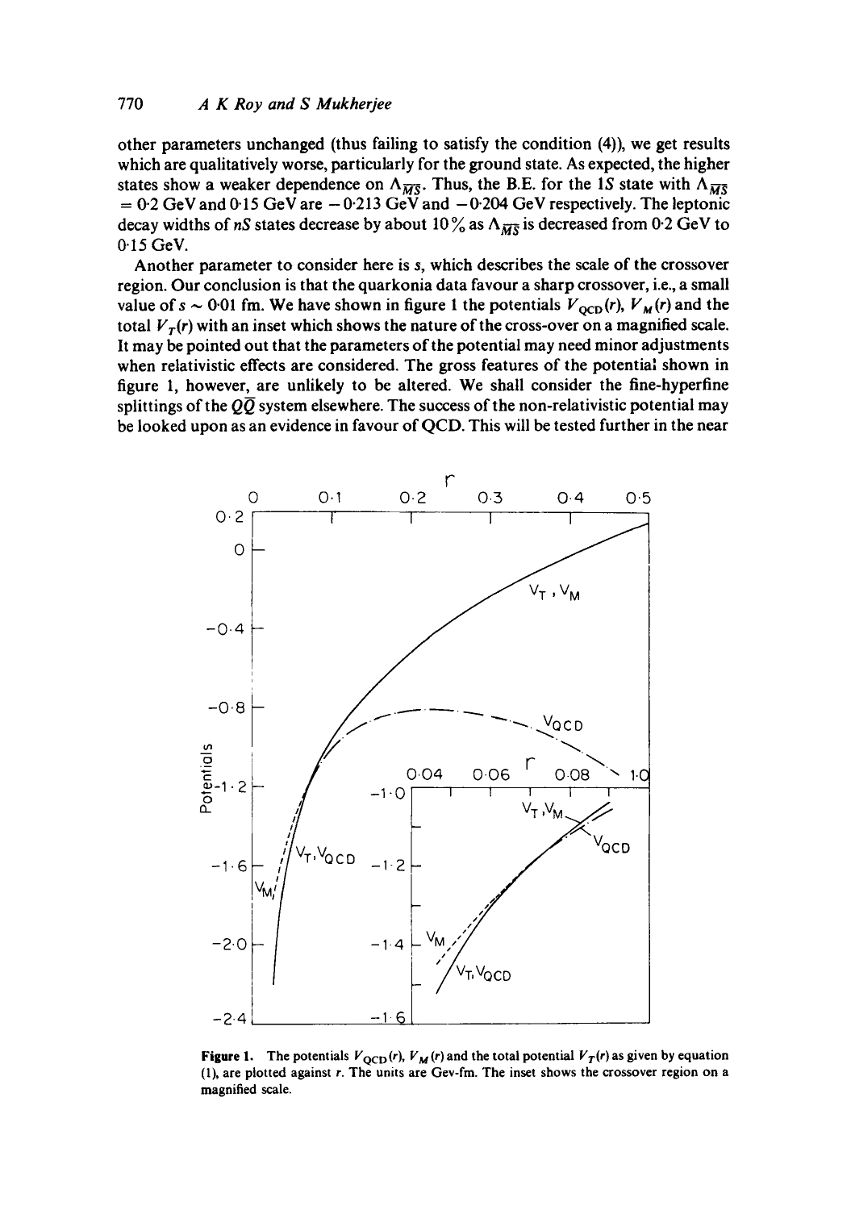other parameters unchanged (thus failing to satisfy the condition (4)), we get results which are qualitatively worse, particularly for the ground state. As expected, the higher states show a weaker dependence on $\Lambda_{\overline{MS}}$. Thus, the B.E. for the $1S$ state with $\Lambda_{\overline{MS}} = 0{\cdot}2$ GeV and $0{\cdot}15$ GeV are $-0{\cdot}213$ GeV and $-0{\cdot}204$ GeV respectively. The leptonic decay widths of $nS$ states decrease by about 10% as $\Lambda_{\overline{MS}}$ is decreased from $0{\cdot}2$ GeV to $0{\cdot}15$ GeV.

Another parameter to consider here is $s$, which describes the scale of the crossover region. Our conclusion is that the quarkonia data favour a sharp crossover, i.e., a small value of $s \sim 0{\cdot}01$ fm. We have shown in figure 1 the potentials $V_{\text{QCD}}(r)$, $V_M(r)$ and the total $V_T(r)$ with an inset which shows the nature of the cross-over on a magnified scale. It may be pointed out that the parameters of the potential may need minor adjustments when relativistic effects are considered. The gross features of the potential shown in figure 1, however, are unlikely to be altered. We shall consider the fine-hyperfine splittings of the $Q\bar{Q}$ system elsewhere. The success of the non-relativistic potential may be looked upon as an evidence in favour of QCD. This will be tested further in the near

**Figure 1.** The potentials $V_{\text{QCD}}(r)$, $V_M(r)$ and the total potential $V_T(r)$ as given by equation (1), are plotted against $r$. The units are Gev-fm. The inset shows the crossover region on a magnified scale.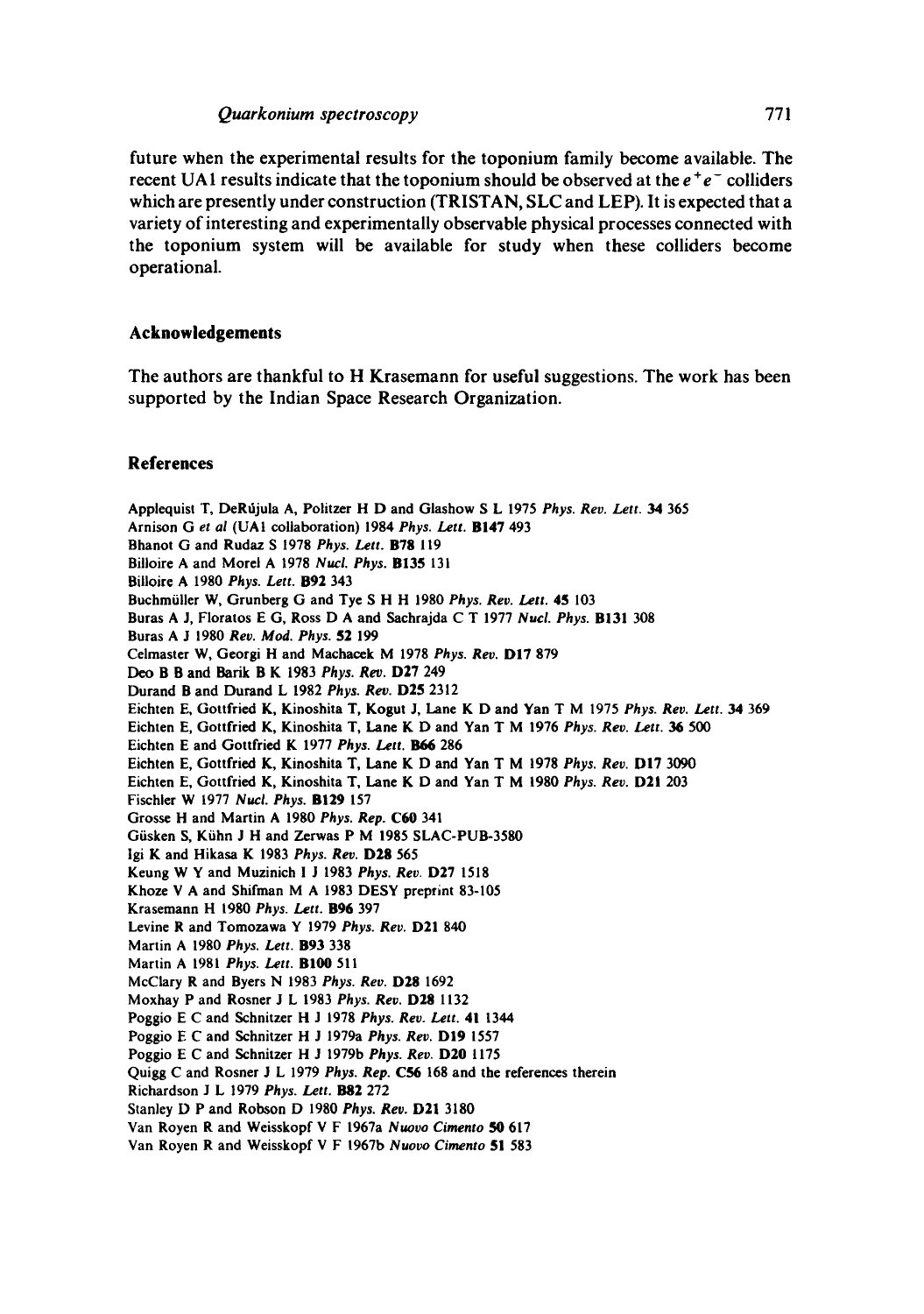future when the experimental results for the toponium family become available. The recent UA1 results indicate that the toponium should be observed at the $e^+e^-$ colliders which are presently under construction (TRISTAN, SLC and LEP). It is expected that a variety of interesting and experimentally observable physical processes connected with the toponium system will be available for study when these colliders become operational.

## Acknowledgements

The authors are thankful to H Krasemann for useful suggestions. The work has been supported by the Indian Space Research Organization.

## References

Applequist T, DeRújula A, Politzer H D and Glashow S L 1975 *Phys. Rev. Lett.* **34** 365
Arnison G *et al* (UA1 collaboration) 1984 *Phys. Lett.* **B147** 493
Bhanot G and Rudaz S 1978 *Phys. Lett.* **B78** 119
Billoire A and Morel A 1978 *Nucl. Phys.* **B135** 131
Billoire A 1980 *Phys. Lett.* **B92** 343
Buchmüller W, Grunberg G and Tye S H H 1980 *Phys. Rev. Lett.* **45** 103
Buras A J, Floratos E G, Ross D A and Sachrajda C T 1977 *Nucl. Phys.* **B131** 308
Buras A J 1980 *Rev. Mod. Phys.* **52** 199
Celmaster W, Georgi H and Machacek M 1978 *Phys. Rev.* **D17** 879
Deo B B and Barik B K 1983 *Phys. Rev.* **D27** 249
Durand B and Durand L 1982 *Phys. Rev.* **D25** 2312
Eichten E, Gottfried K, Kinoshita T, Kogut J, Lane K D and Yan T M 1975 *Phys. Rev. Lett.* **34** 369
Eichten E, Gottfried K, Kinoshita T, Lane K D and Yan T M 1976 *Phys. Rev. Lett.* **36** 500
Eichten E and Gottfried K 1977 *Phys. Lett.* **B66** 286
Eichten E, Gottfried K, Kinoshita T, Lane K D and Yan T M 1978 *Phys. Rev.* **D17** 3090
Eichten E, Gottfried K, Kinoshita T, Lane K D and Yan T M 1980 *Phys. Rev.* **D21** 203
Fischler W 1977 *Nucl. Phys.* **B129** 157
Grosse H and Martin A 1980 *Phys. Rep.* **C60** 341
Güsken S, Kühn J H and Zerwas P M 1985 SLAC-PUB-3580
Igi K and Hikasa K 1983 *Phys. Rev.* **D28** 565
Keung W Y and Muzinich I J 1983 *Phys. Rev.* **D27** 1518
Khoze V A and Shifman M A 1983 DESY preprint 83-105
Krasemann H 1980 *Phys. Lett.* **B96** 397
Levine R and Tomozawa Y 1979 *Phys. Rev.* **D21** 840
Martin A 1980 *Phys. Lett.* **B93** 338
Martin A 1981 *Phys. Lett.* **B100** 511
McClary R and Byers N 1983 *Phys. Rev.* **D28** 1692
Moxhay P and Rosner J L 1983 *Phys. Rev.* **D28** 1132
Poggio E C and Schnitzer H J 1978 *Phys. Rev. Lett.* **41** 1344
Poggio E C and Schnitzer H J 1979a *Phys. Rev.* **D19** 1557
Poggio E C and Schnitzer H J 1979b *Phys. Rev.* **D20** 1175
Quigg C and Rosner J L 1979 *Phys. Rep.* **C56** 168 and the references therein
Richardson J L 1979 *Phys. Lett.* **B82** 272
Stanley D P and Robson D 1980 *Phys. Rev.* **D21** 3180
Van Royen R and Weisskopf V F 1967a *Nuovo Cimento* **50** 617
Van Royen R and Weisskopf V F 1967b *Nuovo Cimento* **51** 583